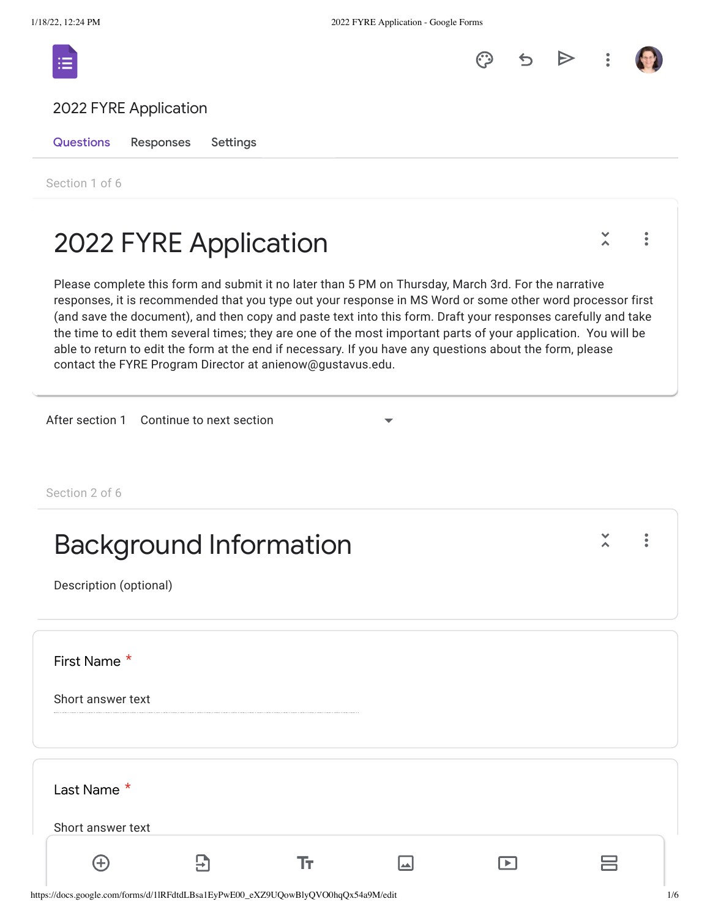2022 FYRE Application

Questions Responses Settings

Section 1 of 6

# 2022 FYRE Application

Please complete this form and submit it no later than 5 PM on Thursday, March 3rd. For the narrative responses, it is recommended that you type out your response in MS Word or some other word processor first (and save the document), and then copy and paste text into this form. Draft your responses carefully and take the time to edit them several times; they are one of the most important parts of your application. You will be able to return to edit the form at the end if necessary. If you have any questions about the form, please contact the FYRE Program Director at anienow@gustavus.edu.

After section 1 Continue to next section

Section 2 of 6

## Background Information

Description (optional)

First Name *

Short answer text

Last Name *

Short answer text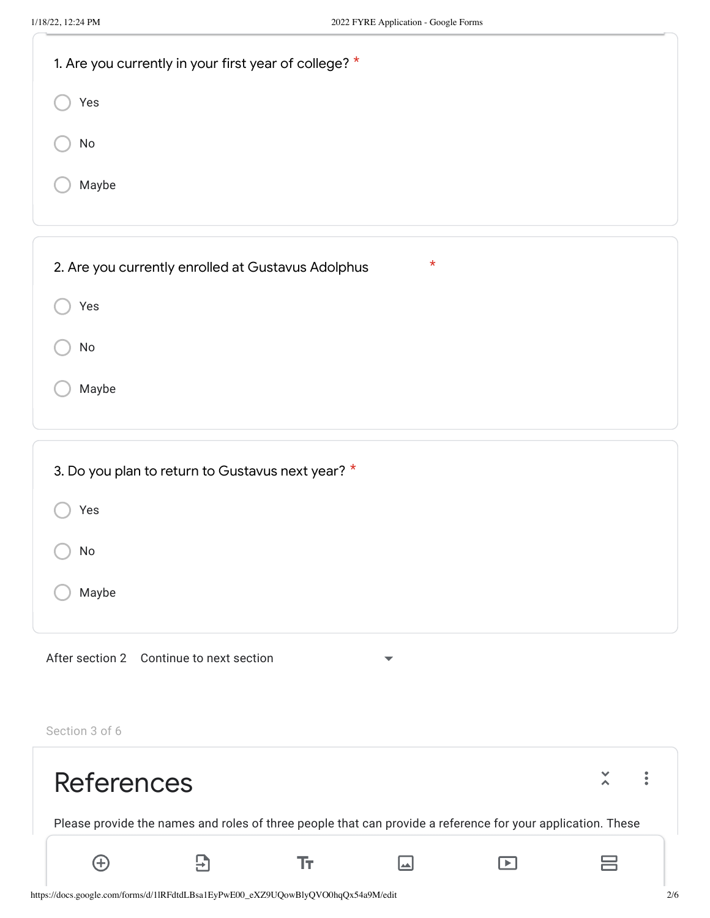1. Are you currently in your first year of college? *

- ◯ Yes
- ◯ No
- ◯ Maybe

2. Are you currently enrolled at Gustavus Adolphus *

- ◯ Yes
- ◯ No
- ◯ Maybe

3. Do you plan to return to Gustavus next year? *

- ◯ Yes
- ◯ No
- ◯ Maybe

After section 2 Continue to next section

Section 3 of 6

# References

Please provide the names and roles of three people that can provide a reference for your application. These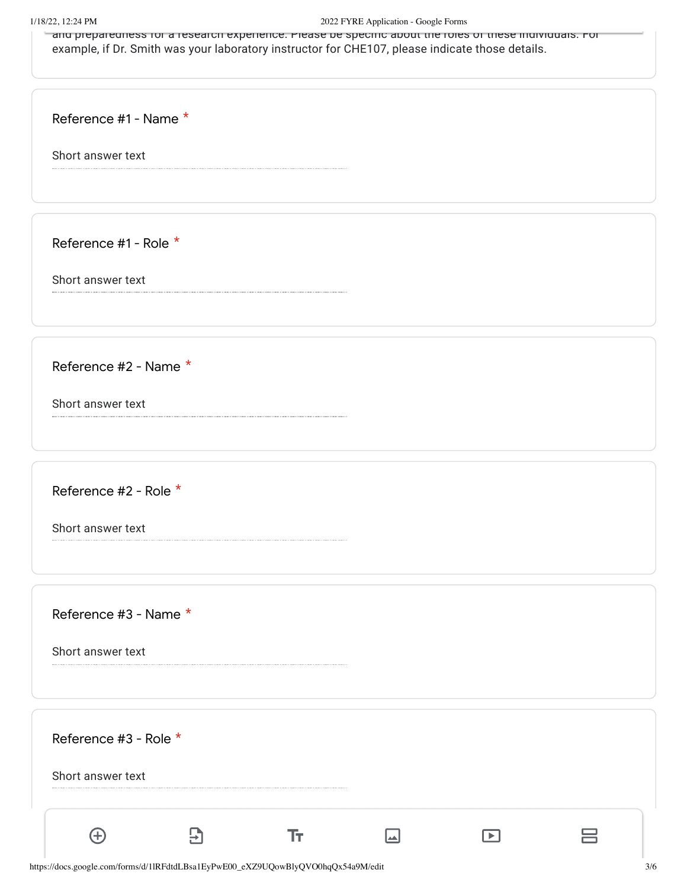and preparedness for a research experience. Please be specific about the roles of these individuals. For example, if Dr. Smith was your laboratory instructor for CHE107, please indicate those details.

Reference #1 - Name *

Short answer text

Reference #1 - Role *

Short answer text

Reference #2 - Name *

Short answer text

Reference #2 - Role *

Short answer text

Reference #3 - Name *

Short answer text

Reference #3 - Role *

Short answer text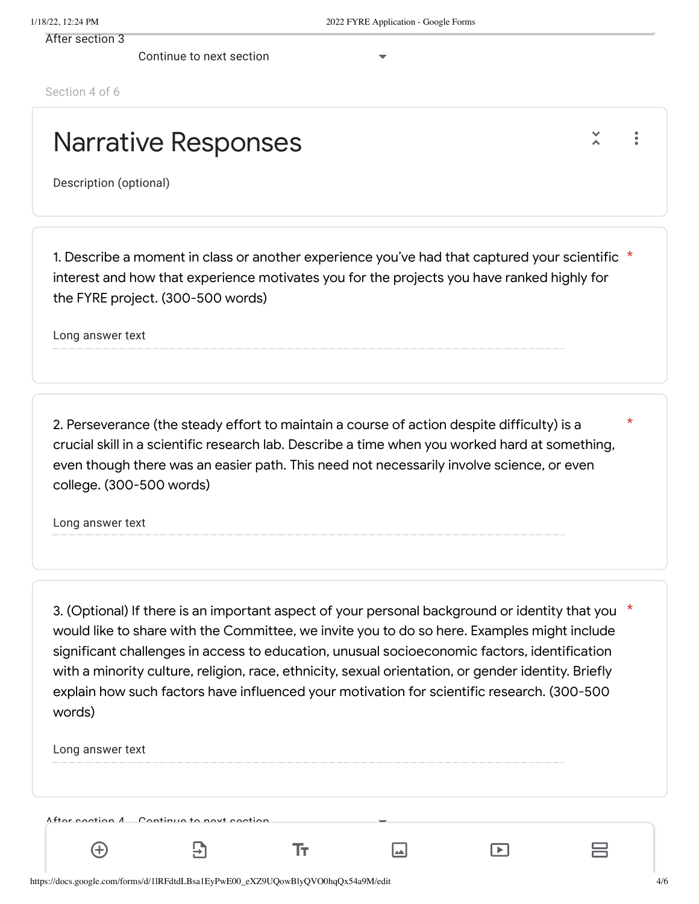After section 3 Continue to next section

Section 4 of 6

# Narrative Responses

Description (optional)

1. Describe a moment in class or another experience you've had that captured your scientific interest and how that experience motivates you for the projects you have ranked highly for the FYRE project. (300-500 words) *

Long answer text

2. Perseverance (the steady effort to maintain a course of action despite difficulty) is a crucial skill in a scientific research lab. Describe a time when you worked hard at something, even though there was an easier path. This need not necessarily involve science, or even college. (300-500 words) *

Long answer text

3. (Optional) If there is an important aspect of your personal background or identity that you would like to share with the Committee, we invite you to do so here. Examples might include significant challenges in access to education, unusual socioeconomic factors, identification with a minority culture, religion, race, ethnicity, sexual orientation, or gender identity. Briefly explain how such factors have influenced your motivation for scientific research. (300-500 words) *

Long answer text

After section 4 Continue to next section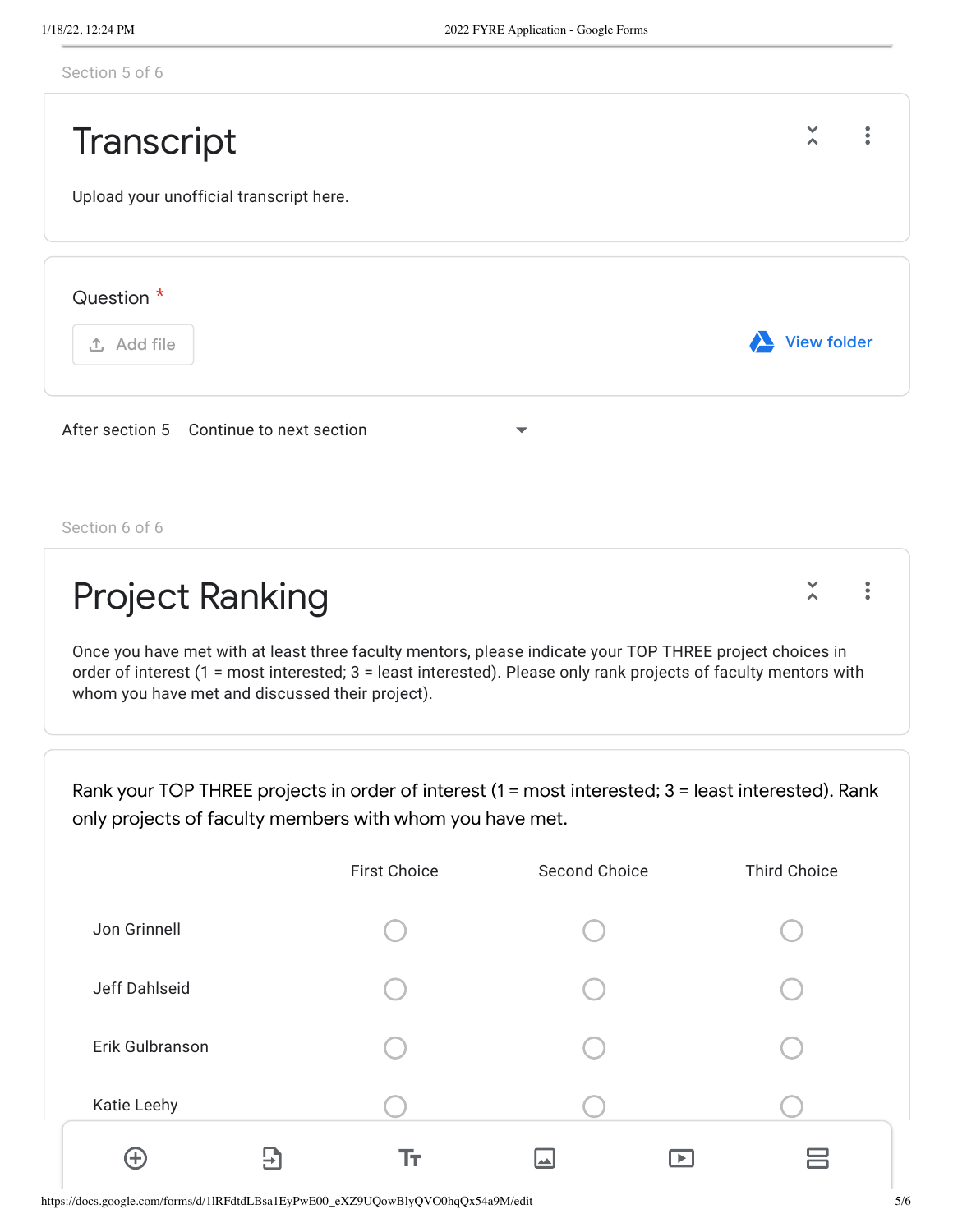Section 5 of 6

# Transcript

Upload your unofficial transcript here.

Question *

Add file

View folder

After section 5 Continue to next section

Section 6 of 6

# Project Ranking

Once you have met with at least three faculty mentors, please indicate your TOP THREE project choices in order of interest (1 = most interested; 3 = least interested). Please only rank projects of faculty mentors with whom you have met and discussed their project).

Rank your TOP THREE projects in order of interest (1 = most interested; 3 = least interested). Rank only projects of faculty members with whom you have met.

| | First Choice | Second Choice | Third Choice |
|---|---|---|---|
| Jon Grinnell | ○ | ○ | ○ |
| Jeff Dahlseid | ○ | ○ | ○ |
| Erik Gulbranson | ○ | ○ | ○ |
| Katie Leehy | ○ | ○ | ○ |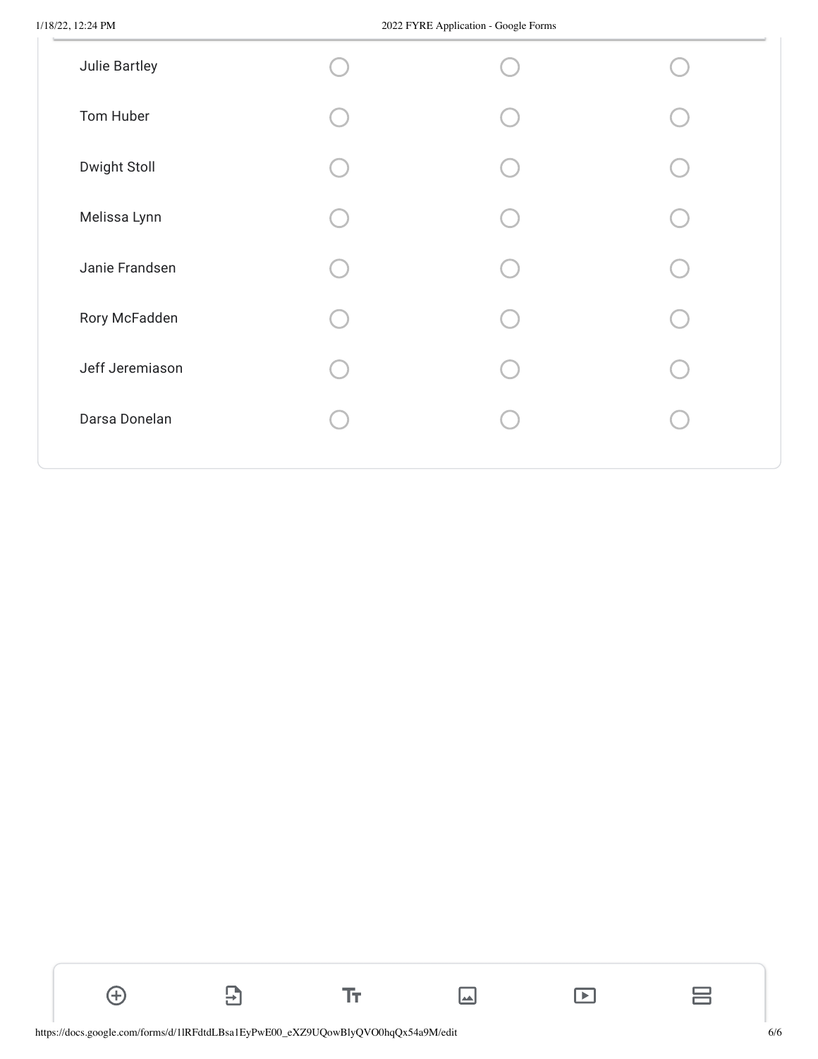| | | | |
|---|---|---|---|
| Julie Bartley | ◯ | ◯ | ◯ |
| Tom Huber | ◯ | ◯ | ◯ |
| Dwight Stoll | ◯ | ◯ | ◯ |
| Melissa Lynn | ◯ | ◯ | ◯ |
| Janie Frandsen | ◯ | ◯ | ◯ |
| Rory McFadden | ◯ | ◯ | ◯ |
| Jeff Jeremiason | ◯ | ◯ | ◯ |
| Darsa Donelan | ◯ | ◯ | ◯ |